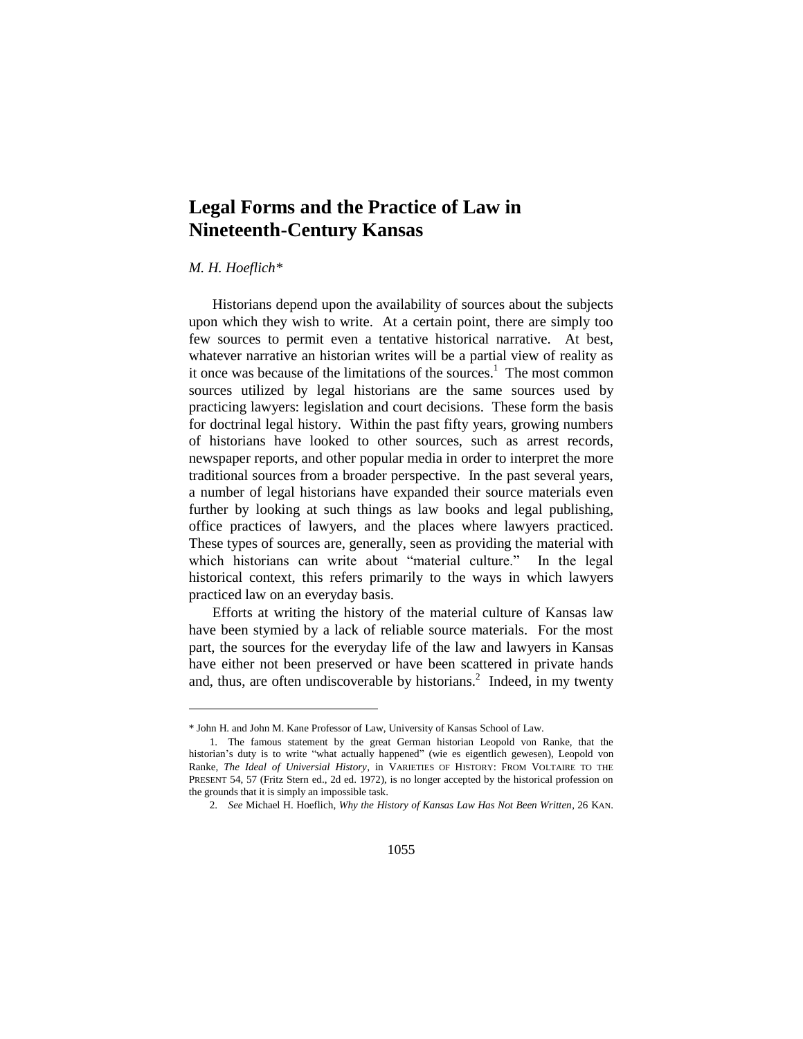# Legal Forms and the Practice of Law in Nineteenth-Century Kansas

*M. H. Hoeflich**

Historians depend upon the availability of sources about the subjects upon which they wish to write. At a certain point, there are simply too few sources to permit even a tentative historical narrative. At best, whatever narrative an historian writes will be a partial view of reality as it once was because of the limitations of the sources.[1] The most common sources utilized by legal historians are the same sources used by practicing lawyers: legislation and court decisions. These form the basis for doctrinal legal history. Within the past fifty years, growing numbers of historians have looked to other sources, such as arrest records, newspaper reports, and other popular media in order to interpret the more traditional sources from a broader perspective. In the past several years, a number of legal historians have expanded their source materials even further by looking at such things as law books and legal publishing, office practices of lawyers, and the places where lawyers practiced. These types of sources are, generally, seen as providing the material with which historians can write about "material culture." In the legal historical context, this refers primarily to the ways in which lawyers practiced law on an everyday basis.

Efforts at writing the history of the material culture of Kansas law have been stymied by a lack of reliable source materials. For the most part, the sources for the everyday life of the law and lawyers in Kansas have either not been preserved or have been scattered in private hands and, thus, are often undiscoverable by historians.[2] Indeed, in my twenty

---

\* John H. and John M. Kane Professor of Law, University of Kansas School of Law.

1. The famous statement by the great German historian Leopold von Ranke, that the historian's duty is to write "what actually happened" (wie es eigentlich gewesen), Leopold von Ranke, *The Ideal of Universial History*, in VARIETIES OF HISTORY: FROM VOLTAIRE TO THE PRESENT 54, 57 (Fritz Stern ed., 2d ed. 1972), is no longer accepted by the historical profession on the grounds that it is simply an impossible task.

2. *See* Michael H. Hoeflich, *Why the History of Kansas Law Has Not Been Written*, 26 KAN.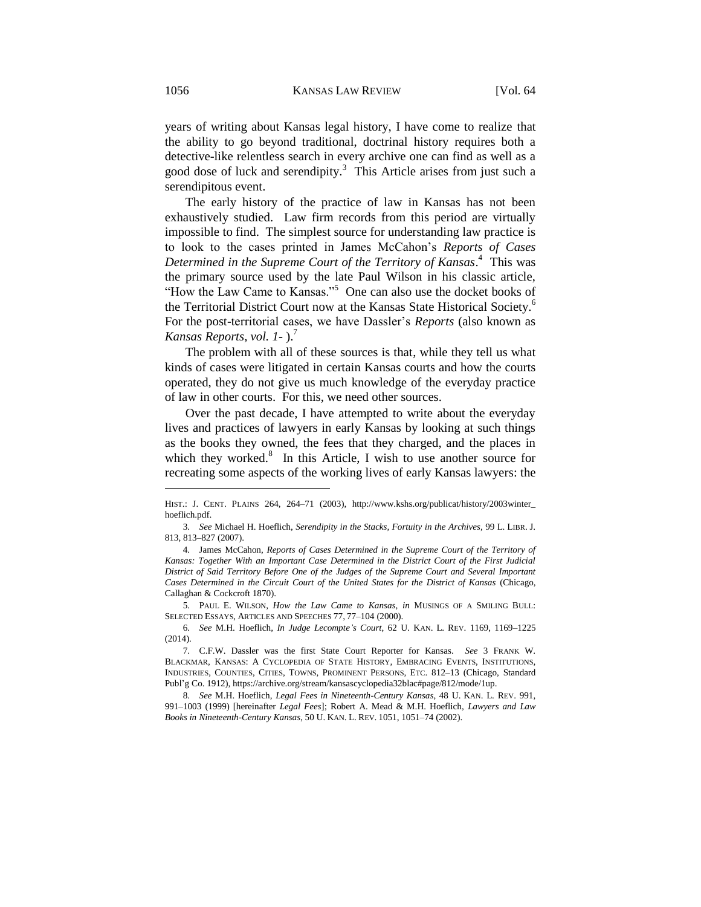years of writing about Kansas legal history, I have come to realize that the ability to go beyond traditional, doctrinal history requires both a detective-like relentless search in every archive one can find as well as a good dose of luck and serendipity.[3] This Article arises from just such a serendipitous event.

The early history of the practice of law in Kansas has not been exhaustively studied. Law firm records from this period are virtually impossible to find. The simplest source for understanding law practice is to look to the cases printed in James McCahon's *Reports of Cases Determined in the Supreme Court of the Territory of Kansas*.[4] This was the primary source used by the late Paul Wilson in his classic article, "How the Law Came to Kansas."[5] One can also use the docket books of the Territorial District Court now at the Kansas State Historical Society.[6] For the post-territorial cases, we have Dassler's *Reports* (also known as *Kansas Reports, vol. 1-* ).[7]

The problem with all of these sources is that, while they tell us what kinds of cases were litigated in certain Kansas courts and how the courts operated, they do not give us much knowledge of the everyday practice of law in other courts. For this, we need other sources.

Over the past decade, I have attempted to write about the everyday lives and practices of lawyers in early Kansas by looking at such things as the books they owned, the fees that they charged, and the places in which they worked.[8] In this Article, I wish to use another source for recreating some aspects of the working lives of early Kansas lawyers: the

---

HIST.: J. CENT. PLAINS 264, 264–71 (2003), http://www.kshs.org/publicat/history/2003winter_hoeflich.pdf.

3. *See* Michael H. Hoeflich, *Serendipity in the Stacks, Fortuity in the Archives*, 99 L. LIBR. J. 813, 813–827 (2007).

4. James McCahon, *Reports of Cases Determined in the Supreme Court of the Territory of Kansas: Together With an Important Case Determined in the District Court of the First Judicial District of Said Territory Before One of the Judges of the Supreme Court and Several Important Cases Determined in the Circuit Court of the United States for the District of Kansas* (Chicago, Callaghan & Cockcroft 1870).

5. PAUL E. WILSON, *How the Law Came to Kansas*, *in* MUSINGS OF A SMILING BULL: SELECTED ESSAYS, ARTICLES AND SPEECHES 77, 77–104 (2000).

6. *See* M.H. Hoeflich, *In Judge Lecompte's Court*, 62 U. KAN. L. REV. 1169, 1169–1225 (2014).

7. C.F.W. Dassler was the first State Court Reporter for Kansas. *See* 3 FRANK W. BLACKMAR, KANSAS: A CYCLOPEDIA OF STATE HISTORY, EMBRACING EVENTS, INSTITUTIONS, INDUSTRIES, COUNTIES, CITIES, TOWNS, PROMINENT PERSONS, ETC. 812–13 (Chicago, Standard Publ'g Co. 1912), https://archive.org/stream/kansascyclopedia32blac#page/812/mode/1up.

8. *See* M.H. Hoeflich, *Legal Fees in Nineteenth-Century Kansas*, 48 U. KAN. L. REV. 991, 991–1003 (1999) [hereinafter *Legal Fees*]; Robert A. Mead & M.H. Hoeflich, *Lawyers and Law Books in Nineteenth-Century Kansas*, 50 U. KAN. L. REV. 1051, 1051–74 (2002).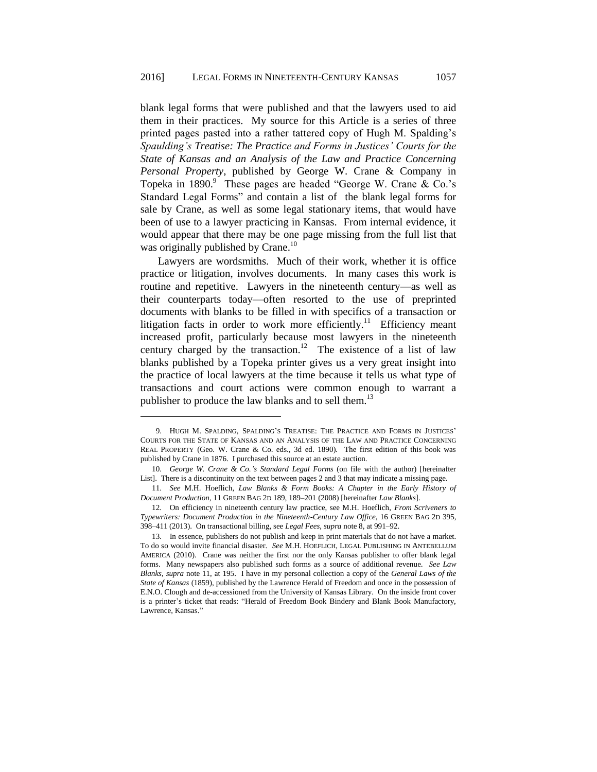blank legal forms that were published and that the lawyers used to aid them in their practices. My source for this Article is a series of three printed pages pasted into a rather tattered copy of Hugh M. Spalding's *Spaulding's Treatise: The Practice and Forms in Justices' Courts for the State of Kansas and an Analysis of the Law and Practice Concerning Personal Property*, published by George W. Crane & Company in Topeka in 1890.[9] These pages are headed "George W. Crane & Co.'s Standard Legal Forms" and contain a list of the blank legal forms for sale by Crane, as well as some legal stationary items, that would have been of use to a lawyer practicing in Kansas. From internal evidence, it would appear that there may be one page missing from the full list that was originally published by Crane.[10]

Lawyers are wordsmiths. Much of their work, whether it is office practice or litigation, involves documents. In many cases this work is routine and repetitive. Lawyers in the nineteenth century—as well as their counterparts today—often resorted to the use of preprinted documents with blanks to be filled in with specifics of a transaction or litigation facts in order to work more efficiently.[11] Efficiency meant increased profit, particularly because most lawyers in the nineteenth century charged by the transaction.[12] The existence of a list of law blanks published by a Topeka printer gives us a very great insight into the practice of local lawyers at the time because it tells us what type of transactions and court actions were common enough to warrant a publisher to produce the law blanks and to sell them.[13]

---

9. HUGH M. SPALDING, SPALDING'S TREATISE: THE PRACTICE AND FORMS IN JUSTICES' COURTS FOR THE STATE OF KANSAS AND AN ANALYSIS OF THE LAW AND PRACTICE CONCERNING REAL PROPERTY (Geo. W. Crane & Co. eds., 3d ed. 1890). The first edition of this book was published by Crane in 1876. I purchased this source at an estate auction.

10. *George W. Crane & Co.'s Standard Legal Forms* (on file with the author) [hereinafter List]. There is a discontinuity on the text between pages 2 and 3 that may indicate a missing page.

11. *See* M.H. Hoeflich, *Law Blanks & Form Books: A Chapter in the Early History of Document Production*, 11 GREEN BAG 2D 189, 189–201 (2008) [hereinafter *Law Blanks*].

12. On efficiency in nineteenth century law practice, see M.H. Hoeflich, *From Scriveners to Typewriters: Document Production in the Nineteenth-Century Law Office*, 16 GREEN BAG 2D 395, 398–411 (2013). On transactional billing, see *Legal Fees*, *supra* note 8, at 991–92.

13. In essence, publishers do not publish and keep in print materials that do not have a market. To do so would invite financial disaster. *See* M.H. HOEFLICH, LEGAL PUBLISHING IN ANTEBELLUM AMERICA (2010). Crane was neither the first nor the only Kansas publisher to offer blank legal forms. Many newspapers also published such forms as a source of additional revenue. *See Law Blanks*, *supra* note 11, at 195. I have in my personal collection a copy of the *General Laws of the State of Kansas* (1859), published by the Lawrence Herald of Freedom and once in the possession of E.N.O. Clough and de-accessioned from the University of Kansas Library. On the inside front cover is a printer's ticket that reads: "Herald of Freedom Book Bindery and Blank Book Manufactory, Lawrence, Kansas."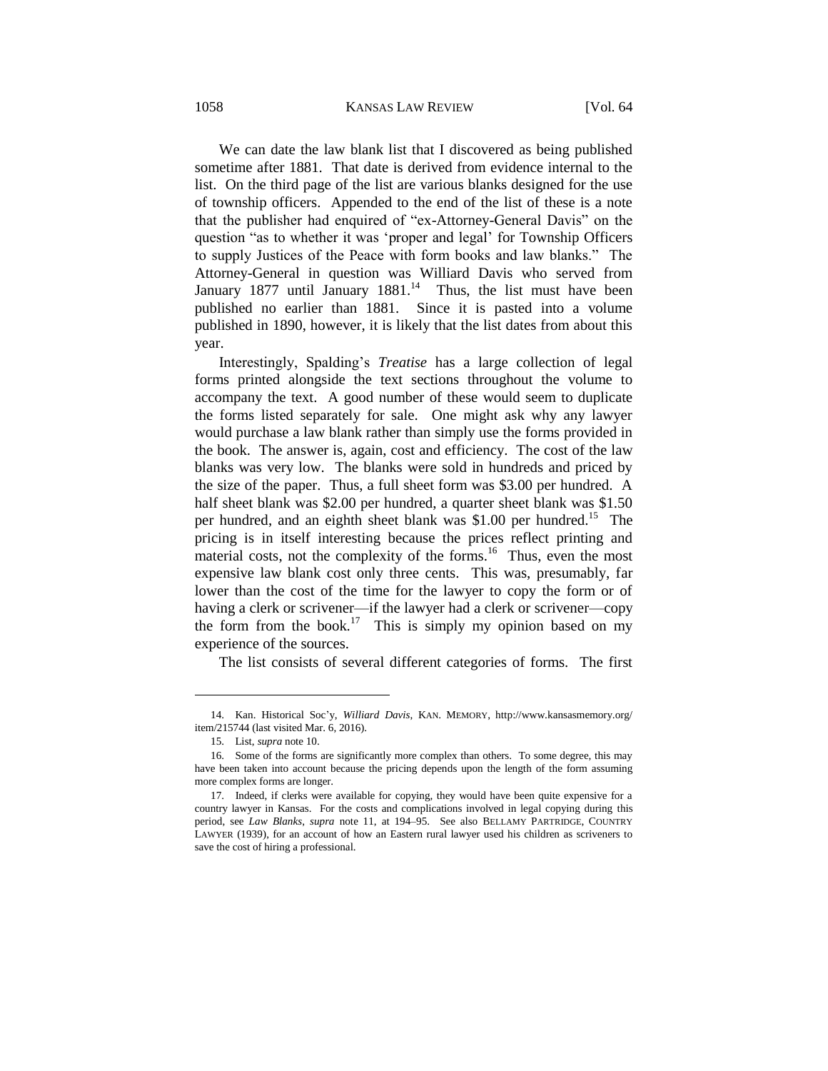We can date the law blank list that I discovered as being published sometime after 1881. That date is derived from evidence internal to the list. On the third page of the list are various blanks designed for the use of township officers. Appended to the end of the list of these is a note that the publisher had enquired of "ex-Attorney-General Davis" on the question "as to whether it was 'proper and legal' for Township Officers to supply Justices of the Peace with form books and law blanks." The Attorney-General in question was Williard Davis who served from January 1877 until January 1881.[14] Thus, the list must have been published no earlier than 1881. Since it is pasted into a volume published in 1890, however, it is likely that the list dates from about this year.

Interestingly, Spalding's *Treatise* has a large collection of legal forms printed alongside the text sections throughout the volume to accompany the text. A good number of these would seem to duplicate the forms listed separately for sale. One might ask why any lawyer would purchase a law blank rather than simply use the forms provided in the book. The answer is, again, cost and efficiency. The cost of the law blanks was very low. The blanks were sold in hundreds and priced by the size of the paper. Thus, a full sheet form was $3.00 per hundred. A half sheet blank was $2.00 per hundred, a quarter sheet blank was $1.50 per hundred, and an eighth sheet blank was $1.00 per hundred.[15] The pricing is in itself interesting because the prices reflect printing and material costs, not the complexity of the forms.[16] Thus, even the most expensive law blank cost only three cents. This was, presumably, far lower than the cost of the time for the lawyer to copy the form or of having a clerk or scrivener—if the lawyer had a clerk or scrivener—copy the form from the book.[17] This is simply my opinion based on my experience of the sources.

The list consists of several different categories of forms. The first

---

14. Kan. Historical Soc'y, *Williard Davis*, KAN. MEMORY, http://www.kansasmemory.org/item/215744 (last visited Mar. 6, 2016).

15. List, *supra* note 10.

16. Some of the forms are significantly more complex than others. To some degree, this may have been taken into account because the pricing depends upon the length of the form assuming more complex forms are longer.

17. Indeed, if clerks were available for copying, they would have been quite expensive for a country lawyer in Kansas. For the costs and complications involved in legal copying during this period, see *Law Blanks*, *supra* note 11, at 194–95. See also BELLAMY PARTRIDGE, COUNTRY LAWYER (1939), for an account of how an Eastern rural lawyer used his children as scriveners to save the cost of hiring a professional.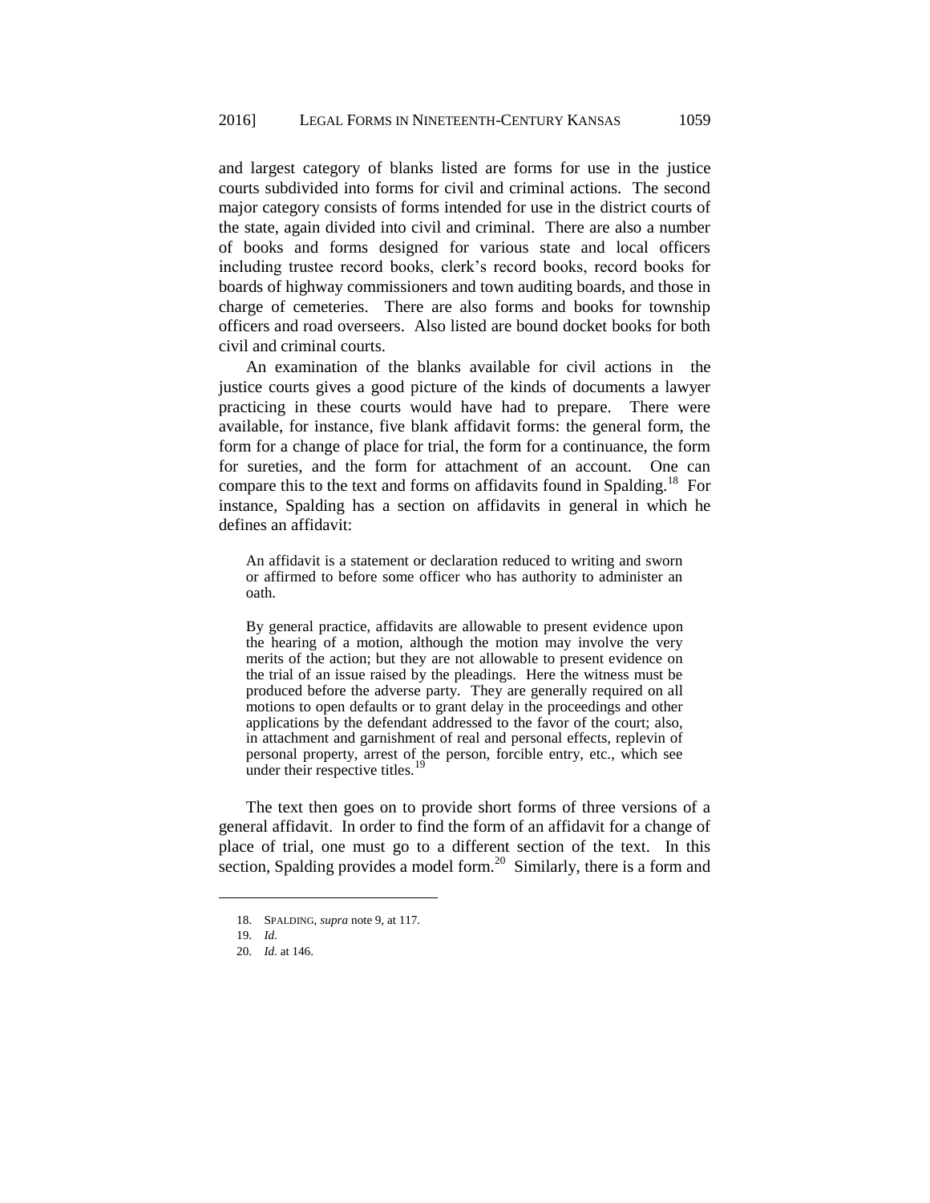and largest category of blanks listed are forms for use in the justice courts subdivided into forms for civil and criminal actions. The second major category consists of forms intended for use in the district courts of the state, again divided into civil and criminal. There are also a number of books and forms designed for various state and local officers including trustee record books, clerk's record books, record books for boards of highway commissioners and town auditing boards, and those in charge of cemeteries. There are also forms and books for township officers and road overseers. Also listed are bound docket books for both civil and criminal courts.

An examination of the blanks available for civil actions in the justice courts gives a good picture of the kinds of documents a lawyer practicing in these courts would have had to prepare. There were available, for instance, five blank affidavit forms: the general form, the form for a change of place for trial, the form for a continuance, the form for sureties, and the form for attachment of an account. One can compare this to the text and forms on affidavits found in Spalding.[18] For instance, Spalding has a section on affidavits in general in which he defines an affidavit:

> An affidavit is a statement or declaration reduced to writing and sworn or affirmed to before some officer who has authority to administer an oath.
>
> By general practice, affidavits are allowable to present evidence upon the hearing of a motion, although the motion may involve the very merits of the action; but they are not allowable to present evidence on the trial of an issue raised by the pleadings. Here the witness must be produced before the adverse party. They are generally required on all motions to open defaults or to grant delay in the proceedings and other applications by the defendant addressed to the favor of the court; also, in attachment and garnishment of real and personal effects, replevin of personal property, arrest of the person, forcible entry, etc., which see under their respective titles.[19]

The text then goes on to provide short forms of three versions of a general affidavit. In order to find the form of an affidavit for a change of place of trial, one must go to a different section of the text. In this section, Spalding provides a model form.[20] Similarly, there is a form and

---

18. SPALDING, *supra* note 9, at 117.
19. *Id.*
20. *Id.* at 146.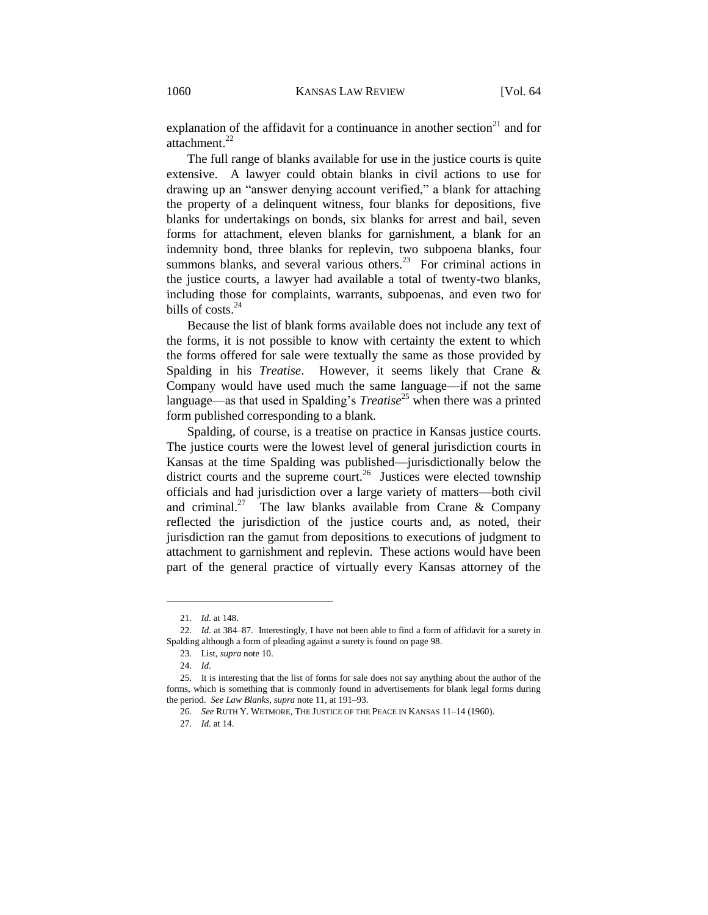explanation of the affidavit for a continuance in another section[21] and for attachment.[22]

The full range of blanks available for use in the justice courts is quite extensive. A lawyer could obtain blanks in civil actions to use for drawing up an "answer denying account verified," a blank for attaching the property of a delinquent witness, four blanks for depositions, five blanks for undertakings on bonds, six blanks for arrest and bail, seven forms for attachment, eleven blanks for garnishment, a blank for an indemnity bond, three blanks for replevin, two subpoena blanks, four summons blanks, and several various others.[23] For criminal actions in the justice courts, a lawyer had available a total of twenty-two blanks, including those for complaints, warrants, subpoenas, and even two for bills of costs.[24]

Because the list of blank forms available does not include any text of the forms, it is not possible to know with certainty the extent to which the forms offered for sale were textually the same as those provided by Spalding in his *Treatise*. However, it seems likely that Crane & Company would have used much the same language—if not the same language—as that used in Spalding's *Treatise*[25] when there was a printed form published corresponding to a blank.

Spalding, of course, is a treatise on practice in Kansas justice courts. The justice courts were the lowest level of general jurisdiction courts in Kansas at the time Spalding was published—jurisdictionally below the district courts and the supreme court.[26] Justices were elected township officials and had jurisdiction over a large variety of matters—both civil and criminal.[27] The law blanks available from Crane & Company reflected the jurisdiction of the justice courts and, as noted, their jurisdiction ran the gamut from depositions to executions of judgment to attachment to garnishment and replevin. These actions would have been part of the general practice of virtually every Kansas attorney of the

---

21. *Id.* at 148.

22. *Id.* at 384–87. Interestingly, I have not been able to find a form of affidavit for a surety in Spalding although a form of pleading against a surety is found on page 98.

23. List, *supra* note 10.

24. *Id.*

25. It is interesting that the list of forms for sale does not say anything about the author of the forms, which is something that is commonly found in advertisements for blank legal forms during the period. *See Law Blanks*, *supra* note 11, at 191–93.

26. *See* RUTH Y. WETMORE, THE JUSTICE OF THE PEACE IN KANSAS 11–14 (1960).

27. *Id.* at 14.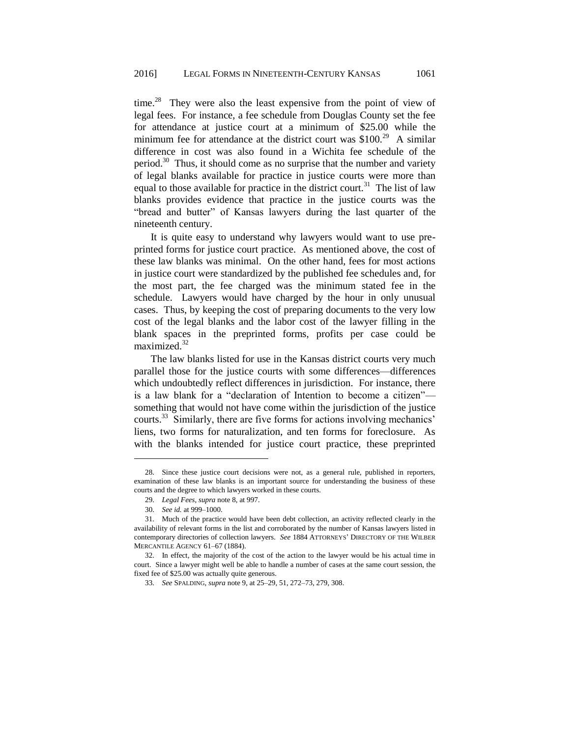time.[28] They were also the least expensive from the point of view of legal fees. For instance, a fee schedule from Douglas County set the fee for attendance at justice court at a minimum of $25.00 while the minimum fee for attendance at the district court was $100.[29] A similar difference in cost was also found in a Wichita fee schedule of the period.[30] Thus, it should come as no surprise that the number and variety of legal blanks available for practice in justice courts were more than equal to those available for practice in the district court.[31] The list of law blanks provides evidence that practice in the justice courts was the "bread and butter" of Kansas lawyers during the last quarter of the nineteenth century.

It is quite easy to understand why lawyers would want to use pre-printed forms for justice court practice. As mentioned above, the cost of these law blanks was minimal. On the other hand, fees for most actions in justice court were standardized by the published fee schedules and, for the most part, the fee charged was the minimum stated fee in the schedule. Lawyers would have charged by the hour in only unusual cases. Thus, by keeping the cost of preparing documents to the very low cost of the legal blanks and the labor cost of the lawyer filling in the blank spaces in the preprinted forms, profits per case could be maximized.[32]

The law blanks listed for use in the Kansas district courts very much parallel those for the justice courts with some differences—differences which undoubtedly reflect differences in jurisdiction. For instance, there is a law blank for a "declaration of Intention to become a citizen"—something that would not have come within the jurisdiction of the justice courts.[33] Similarly, there are five forms for actions involving mechanics' liens, two forms for naturalization, and ten forms for foreclosure. As with the blanks intended for justice court practice, these preprinted

---

28. Since these justice court decisions were not, as a general rule, published in reporters, examination of these law blanks is an important source for understanding the business of these courts and the degree to which lawyers worked in these courts.

29. *Legal Fees*, *supra* note 8, at 997.

30. *See id.* at 999–1000.

31. Much of the practice would have been debt collection, an activity reflected clearly in the availability of relevant forms in the list and corroborated by the number of Kansas lawyers listed in contemporary directories of collection lawyers. *See* 1884 ATTORNEYS' DIRECTORY OF THE WILBER MERCANTILE AGENCY 61–67 (1884).

32. In effect, the majority of the cost of the action to the lawyer would be his actual time in court. Since a lawyer might well be able to handle a number of cases at the same court session, the fixed fee of $25.00 was actually quite generous.

33. *See* SPALDING, *supra* note 9, at 25–29, 51, 272–73, 279, 308.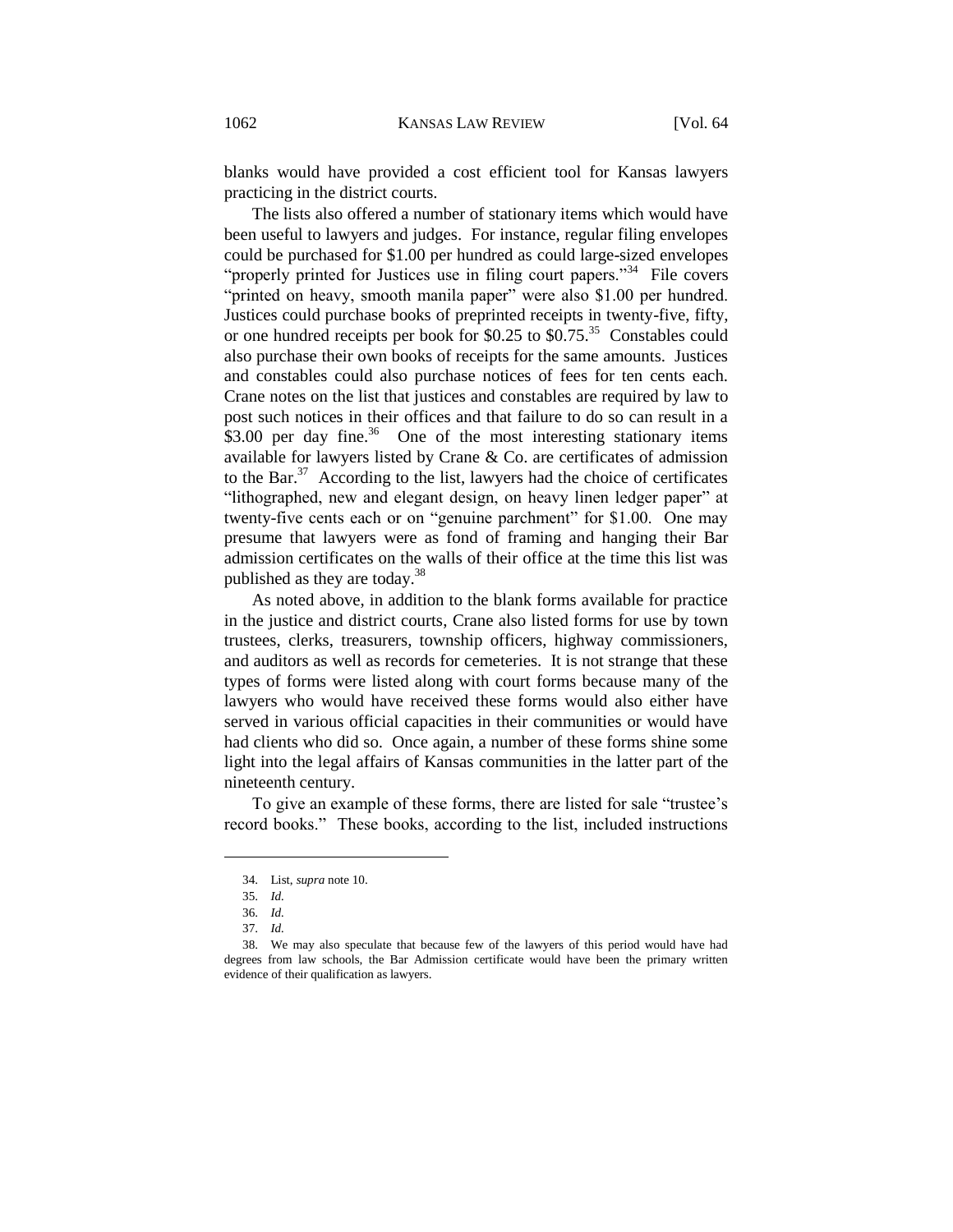blanks would have provided a cost efficient tool for Kansas lawyers practicing in the district courts.

The lists also offered a number of stationary items which would have been useful to lawyers and judges. For instance, regular filing envelopes could be purchased for $1.00 per hundred as could large-sized envelopes "properly printed for Justices use in filing court papers."[34] File covers "printed on heavy, smooth manila paper" were also $1.00 per hundred. Justices could purchase books of preprinted receipts in twenty-five, fifty, or one hundred receipts per book for $0.25 to $0.75.[35] Constables could also purchase their own books of receipts for the same amounts. Justices and constables could also purchase notices of fees for ten cents each. Crane notes on the list that justices and constables are required by law to post such notices in their offices and that failure to do so can result in a $3.00 per day fine.[36] One of the most interesting stationary items available for lawyers listed by Crane & Co. are certificates of admission to the Bar.[37] According to the list, lawyers had the choice of certificates "lithographed, new and elegant design, on heavy linen ledger paper" at twenty-five cents each or on "genuine parchment" for $1.00. One may presume that lawyers were as fond of framing and hanging their Bar admission certificates on the walls of their office at the time this list was published as they are today.[38]

As noted above, in addition to the blank forms available for practice in the justice and district courts, Crane also listed forms for use by town trustees, clerks, treasurers, township officers, highway commissioners, and auditors as well as records for cemeteries. It is not strange that these types of forms were listed along with court forms because many of the lawyers who would have received these forms would also either have served in various official capacities in their communities or would have had clients who did so. Once again, a number of these forms shine some light into the legal affairs of Kansas communities in the latter part of the nineteenth century.

To give an example of these forms, there are listed for sale "trustee's record books." These books, according to the list, included instructions

---

34. List, *supra* note 10.

35. *Id.*

36. *Id.*

37. *Id.*

38. We may also speculate that because few of the lawyers of this period would have had degrees from law schools, the Bar Admission certificate would have been the primary written evidence of their qualification as lawyers.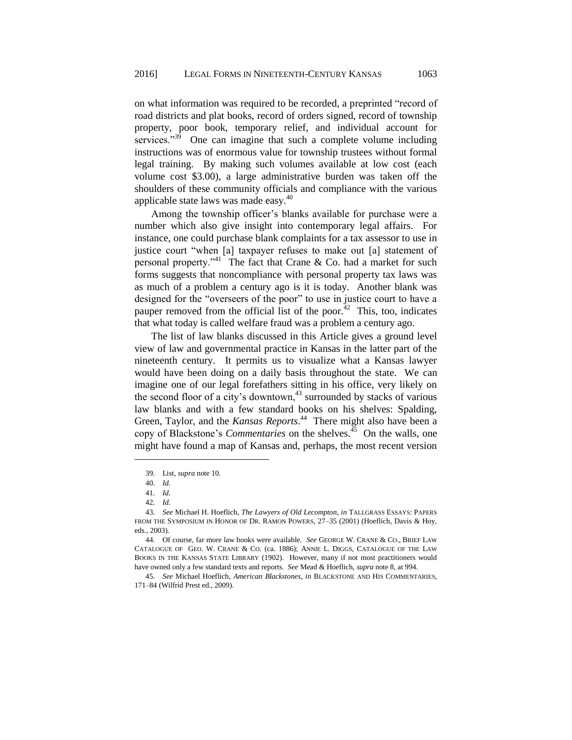on what information was required to be recorded, a preprinted "record of road districts and plat books, record of orders signed, record of township property, poor book, temporary relief, and individual account for services."[39] One can imagine that such a complete volume including instructions was of enormous value for township trustees without formal legal training. By making such volumes available at low cost (each volume cost $3.00), a large administrative burden was taken off the shoulders of these community officials and compliance with the various applicable state laws was made easy.[40]

Among the township officer's blanks available for purchase were a number which also give insight into contemporary legal affairs. For instance, one could purchase blank complaints for a tax assessor to use in justice court "when [a] taxpayer refuses to make out [a] statement of personal property."[41] The fact that Crane & Co. had a market for such forms suggests that noncompliance with personal property tax laws was as much of a problem a century ago is it is today. Another blank was designed for the "overseers of the poor" to use in justice court to have a pauper removed from the official list of the poor.[42] This, too, indicates that what today is called welfare fraud was a problem a century ago.

The list of law blanks discussed in this Article gives a ground level view of law and governmental practice in Kansas in the latter part of the nineteenth century. It permits us to visualize what a Kansas lawyer would have been doing on a daily basis throughout the state. We can imagine one of our legal forefathers sitting in his office, very likely on the second floor of a city's downtown,[43] surrounded by stacks of various law blanks and with a few standard books on his shelves: Spalding, Green, Taylor, and the *Kansas Reports*.[44] There might also have been a copy of Blackstone's *Commentaries* on the shelves.[45] On the walls, one might have found a map of Kansas and, perhaps, the most recent version

---

39. List, *supra* note 10.

40. *Id.*

41. *Id.*

42. *Id.*

43. *See* Michael H. Hoeflich, *The Lawyers of Old Lecompton*, *in* TALLGRASS ESSAYS: PAPERS FROM THE SYMPOSIUM IN HONOR OF DR. RAMON POWERS, 27–35 (2001) (Hoeflich, Davis & Hoy, eds., 2003).

44. Of course, far more law books were available. *See* GEORGE W. CRANE & CO., BRIEF LAW CATALOGUE OF GEO. W. CRANE & CO. (ca. 1886); ANNIE L. DIGGS, CATALOGUE OF THE LAW BOOKS IN THE KANSAS STATE LIBRARY (1902). However, many if not most practitioners would have owned only a few standard texts and reports. *See* Mead & Hoeflich, *supra* note 8, at 994.

45. *See* Michael Hoeflich, *American Blackstones*, *in* BLACKSTONE AND HIS COMMENTARIES, 171–84 (Wilfrid Prest ed., 2009).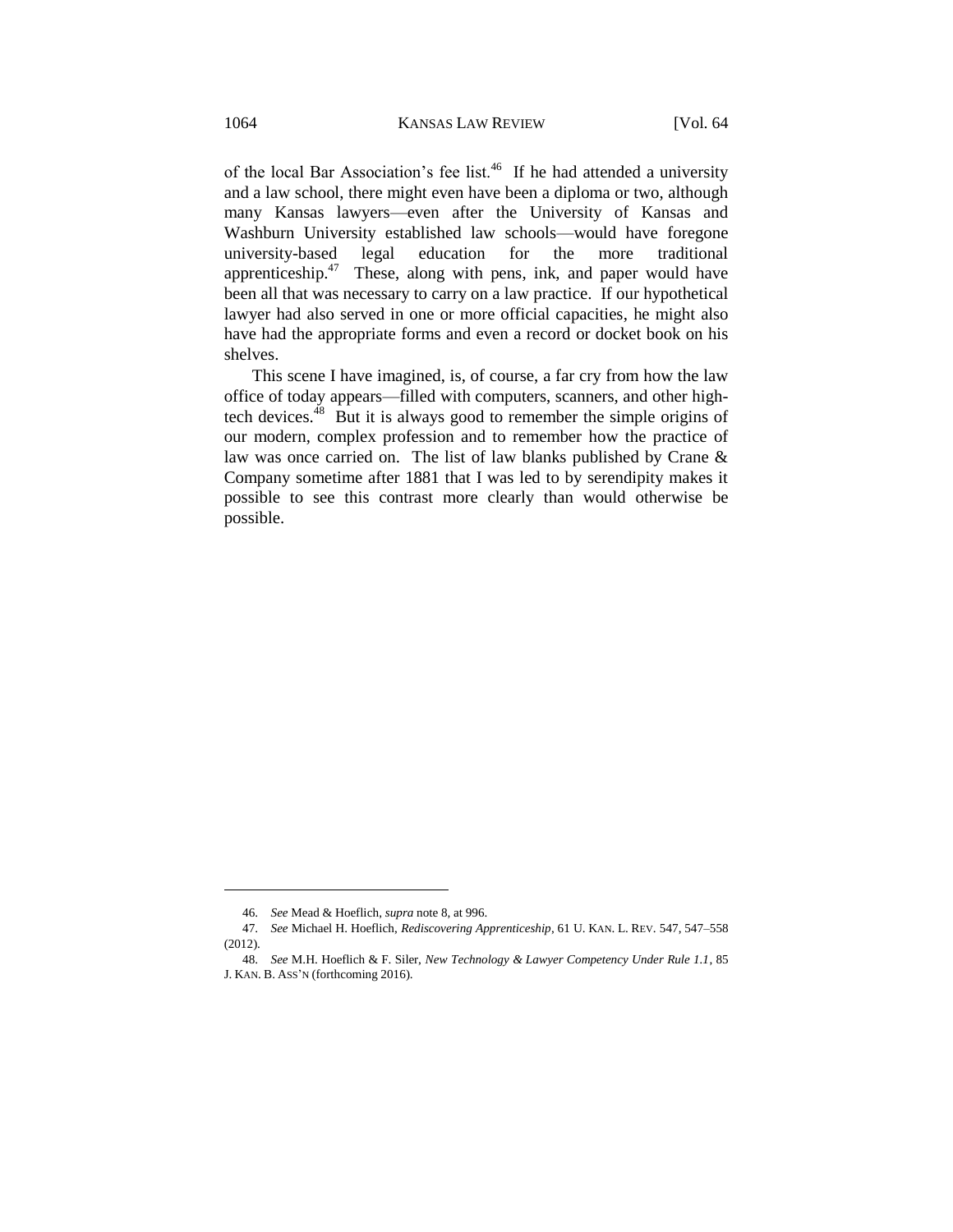of the local Bar Association's fee list.[46] If he had attended a university and a law school, there might even have been a diploma or two, although many Kansas lawyers—even after the University of Kansas and Washburn University established law schools—would have foregone university-based legal education for the more traditional apprenticeship.[47] These, along with pens, ink, and paper would have been all that was necessary to carry on a law practice. If our hypothetical lawyer had also served in one or more official capacities, he might also have had the appropriate forms and even a record or docket book on his shelves.

This scene I have imagined, is, of course, a far cry from how the law office of today appears—filled with computers, scanners, and other high-tech devices.[48] But it is always good to remember the simple origins of our modern, complex profession and to remember how the practice of law was once carried on. The list of law blanks published by Crane & Company sometime after 1881 that I was led to by serendipity makes it possible to see this contrast more clearly than would otherwise be possible.

---

46. *See* Mead & Hoeflich, *supra* note 8, at 996.

47. *See* Michael H. Hoeflich, *Rediscovering Apprenticeship*, 61 U. KAN. L. REV. 547, 547–558 (2012).

48. *See* M.H. Hoeflich & F. Siler, *New Technology & Lawyer Competency Under Rule 1.1*, 85 J. KAN. B. ASS'N (forthcoming 2016).